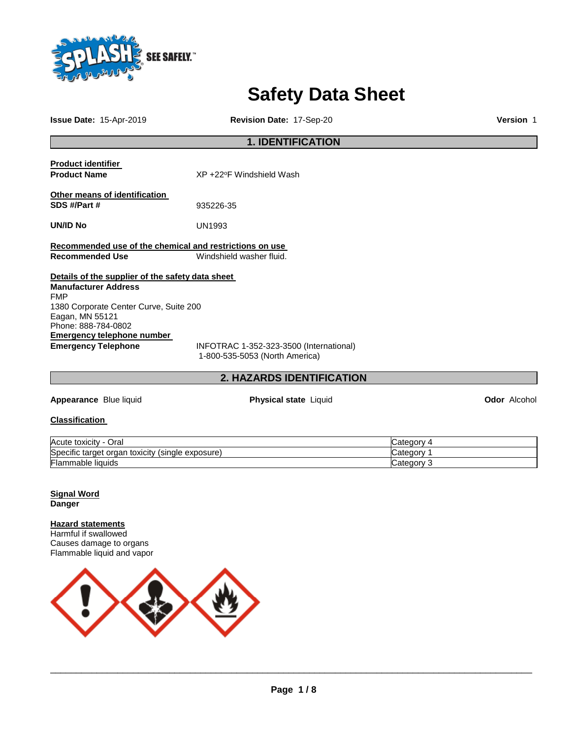# Safety Data Sheet

**Issue Date:** 15-Apr-2019 **Revision Date:** 17-Sep-20 **Version** 1

## 1. IDENTIFICATION

**Product identifier**

**Product Name** XP +22ºF Windshield Wash

**Other means of identification**

**SDS #/Part #** 935226-35

**UN/ID No** UN1993

**Recommended use of the chemical and restrictions on use**

**Recommended Use** Windshield washer fluid.

**Details of the supplier of the safety data sheet**

**Manufacturer Address**
FMP
1380 Corporate Center Curve, Suite 200
Eagan, MN 55121
Phone: 888-784-0802

**Emergency telephone number**

**Emergency Telephone** INFOTRAC 1-352-323-3500 (International)
1-800-535-5053 (North America)

## 2. HAZARDS IDENTIFICATION

**Appearance** Blue liquid **Physical state** Liquid **Odor** Alcohol

**Classification**

| | |
|---|---|
| Acute toxicity - Oral | Category 4 |
| Specific target organ toxicity (single exposure) | Category 1 |
| Flammable liquids | Category 3 |

**Signal Word**

**Danger**

**Hazard statements**

Harmful if swallowed
Causes damage to organs
Flammable liquid and vapor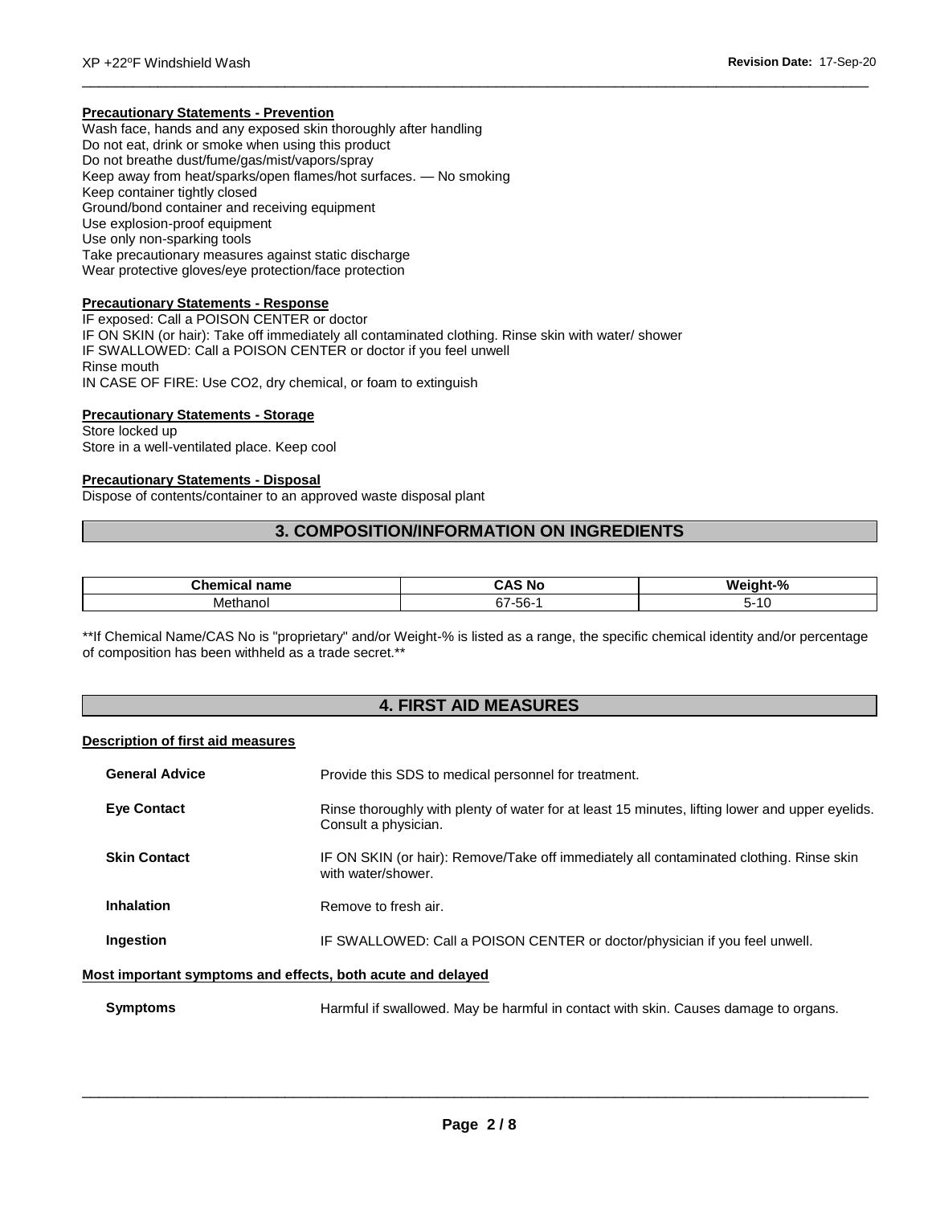#### Precautionary Statements - Prevention

Wash face, hands and any exposed skin thoroughly after handling
Do not eat, drink or smoke when using this product
Do not breathe dust/fume/gas/mist/vapors/spray
Keep away from heat/sparks/open flames/hot surfaces. — No smoking
Keep container tightly closed
Ground/bond container and receiving equipment
Use explosion-proof equipment
Use only non-sparking tools
Take precautionary measures against static discharge
Wear protective gloves/eye protection/face protection

#### Precautionary Statements - Response

IF exposed: Call a POISON CENTER or doctor
IF ON SKIN (or hair): Take off immediately all contaminated clothing. Rinse skin with water/ shower
IF SWALLOWED: Call a POISON CENTER or doctor if you feel unwell
Rinse mouth
IN CASE OF FIRE: Use CO2, dry chemical, or foam to extinguish

#### Precautionary Statements - Storage

Store locked up
Store in a well-ventilated place. Keep cool

#### Precautionary Statements - Disposal

Dispose of contents/container to an approved waste disposal plant

## 3. COMPOSITION/INFORMATION ON INGREDIENTS

| Chemical name | CAS No | Weight-% |
|---|---|---|
| Methanol | 67-56-1 | 5-10 |

**If Chemical Name/CAS No is "proprietary" and/or Weight-% is listed as a range, the specific chemical identity and/or percentage of composition has been withheld as a trade secret.**

## 4. FIRST AID MEASURES

#### Description of first aid measures

**General Advice** Provide this SDS to medical personnel for treatment.

**Eye Contact** Rinse thoroughly with plenty of water for at least 15 minutes, lifting lower and upper eyelids. Consult a physician.

**Skin Contact** IF ON SKIN (or hair): Remove/Take off immediately all contaminated clothing. Rinse skin with water/shower.

**Inhalation** Remove to fresh air.

**Ingestion** IF SWALLOWED: Call a POISON CENTER or doctor/physician if you feel unwell.

#### Most important symptoms and effects, both acute and delayed

**Symptoms** Harmful if swallowed. May be harmful in contact with skin. Causes damage to organs.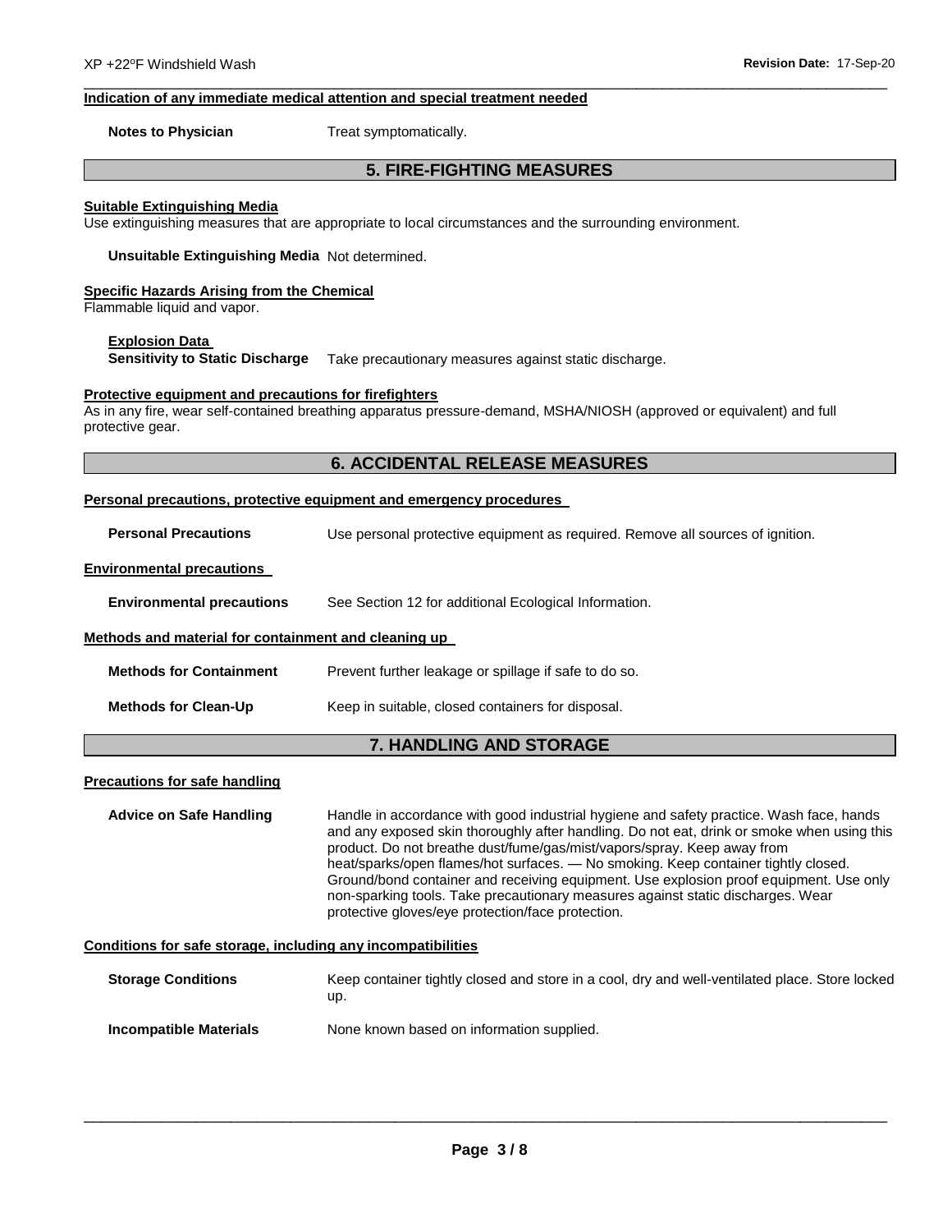#### Indication of any immediate medical attention and special treatment needed

**Notes to Physician** Treat symptomatically.

## 5. FIRE-FIGHTING MEASURES

#### Suitable Extinguishing Media

Use extinguishing measures that are appropriate to local circumstances and the surrounding environment.

**Unsuitable Extinguishing Media** Not determined.

#### Specific Hazards Arising from the Chemical

Flammable liquid and vapor.

#### Explosion Data

**Sensitivity to Static Discharge** Take precautionary measures against static discharge.

#### Protective equipment and precautions for firefighters

As in any fire, wear self-contained breathing apparatus pressure-demand, MSHA/NIOSH (approved or equivalent) and full protective gear.

## 6. ACCIDENTAL RELEASE MEASURES

#### Personal precautions, protective equipment and emergency procedures

**Personal Precautions** Use personal protective equipment as required. Remove all sources of ignition.

#### Environmental precautions

**Environmental precautions** See Section 12 for additional Ecological Information.

#### Methods and material for containment and cleaning up

**Methods for Containment** Prevent further leakage or spillage if safe to do so.

**Methods for Clean-Up** Keep in suitable, closed containers for disposal.

## 7. HANDLING AND STORAGE

#### Precautions for safe handling

**Advice on Safe Handling** Handle in accordance with good industrial hygiene and safety practice. Wash face, hands and any exposed skin thoroughly after handling. Do not eat, drink or smoke when using this product. Do not breathe dust/fume/gas/mist/vapors/spray. Keep away from heat/sparks/open flames/hot surfaces. — No smoking. Keep container tightly closed. Ground/bond container and receiving equipment. Use explosion proof equipment. Use only non-sparking tools. Take precautionary measures against static discharges. Wear protective gloves/eye protection/face protection.

#### Conditions for safe storage, including any incompatibilities

**Storage Conditions** Keep container tightly closed and store in a cool, dry and well-ventilated place. Store locked up.

**Incompatible Materials** None known based on information supplied.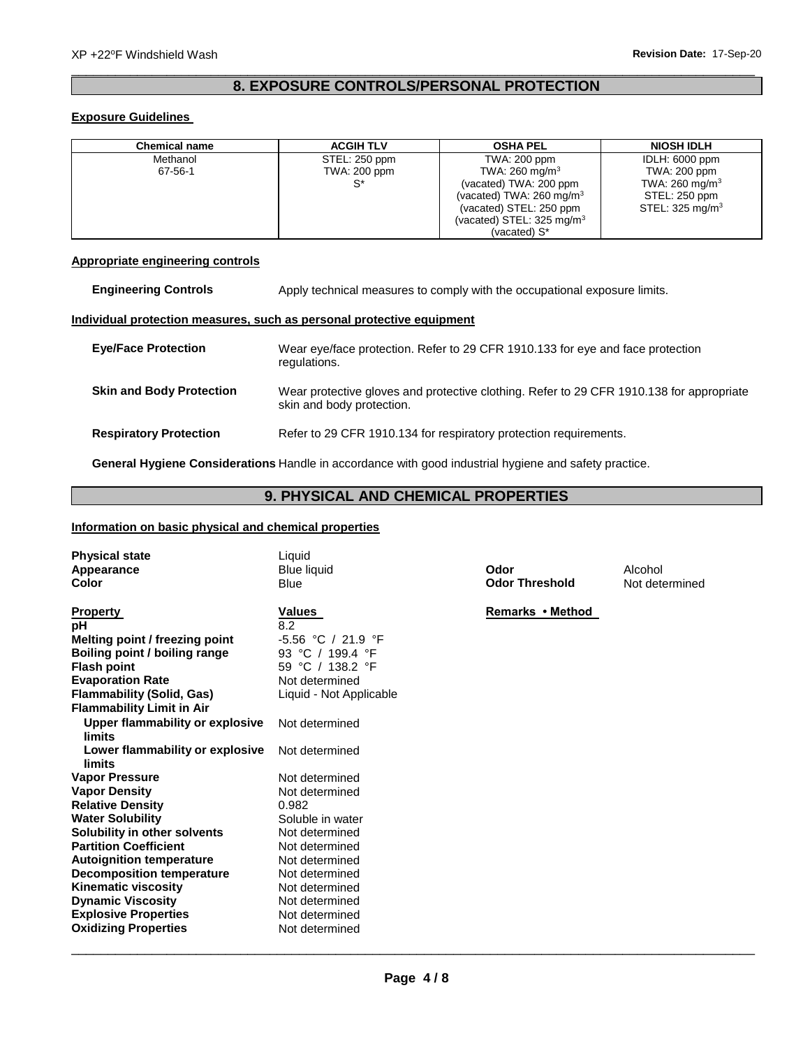## 8. EXPOSURE CONTROLS/PERSONAL PROTECTION

### Exposure Guidelines

| Chemical name | ACGIH TLV | OSHA PEL | NIOSH IDLH |
|---|---|---|---|
| Methanol<br>67-56-1 | STEL: 250 ppm<br>TWA: 200 ppm<br>S* | TWA: 200 ppm<br>TWA: 260 mg/m$^3$<br>(vacated) TWA: 200 ppm<br>(vacated) TWA: 260 mg/m$^3$<br>(vacated) STEL: 250 ppm<br>(vacated) STEL: 325 mg/m$^3$<br>(vacated) S* | IDLH: 6000 ppm<br>TWA: 200 ppm<br>TWA: 260 mg/m$^3$<br>STEL: 250 ppm<br>STEL: 325 mg/m$^3$ |

### Appropriate engineering controls

**Engineering Controls** Apply technical measures to comply with the occupational exposure limits.

### Individual protection measures, such as personal protective equipment

**Eye/Face Protection** Wear eye/face protection. Refer to 29 CFR 1910.133 for eye and face protection regulations.

**Skin and Body Protection** Wear protective gloves and protective clothing. Refer to 29 CFR 1910.138 for appropriate skin and body protection.

**Respiratory Protection** Refer to 29 CFR 1910.134 for respiratory protection requirements.

**General Hygiene Considerations** Handle in accordance with good industrial hygiene and safety practice.

## 9. PHYSICAL AND CHEMICAL PROPERTIES

### Information on basic physical and chemical properties

| | | | |
|---|---|---|---|
| **Physical state** | Liquid | | |
| **Appearance** | Blue liquid | **Odor** | Alcohol |
| **Color** | Blue | **Odor Threshold** | Not determined |

| **Property** | **Values** | **Remarks • Method** |
|---|---|---|
| **pH** | 8.2 | |
| **Melting point / freezing point** | -5.56 °C / 21.9 °F | |
| **Boiling point / boiling range** | 93 °C / 199.4 °F | |
| **Flash point** | 59 °C / 138.2 °F | |
| **Evaporation Rate** | Not determined | |
| **Flammability (Solid, Gas)** | Liquid - Not Applicable | |
| **Flammability Limit in Air** | | |
| **Upper flammability or explosive limits** | Not determined | |
| **Lower flammability or explosive limits** | Not determined | |
| **Vapor Pressure** | Not determined | |
| **Vapor Density** | Not determined | |
| **Relative Density** | 0.982 | |
| **Water Solubility** | Soluble in water | |
| **Solubility in other solvents** | Not determined | |
| **Partition Coefficient** | Not determined | |
| **Autoignition temperature** | Not determined | |
| **Decomposition temperature** | Not determined | |
| **Kinematic viscosity** | Not determined | |
| **Dynamic Viscosity** | Not determined | |
| **Explosive Properties** | Not determined | |
| **Oxidizing Properties** | Not determined | |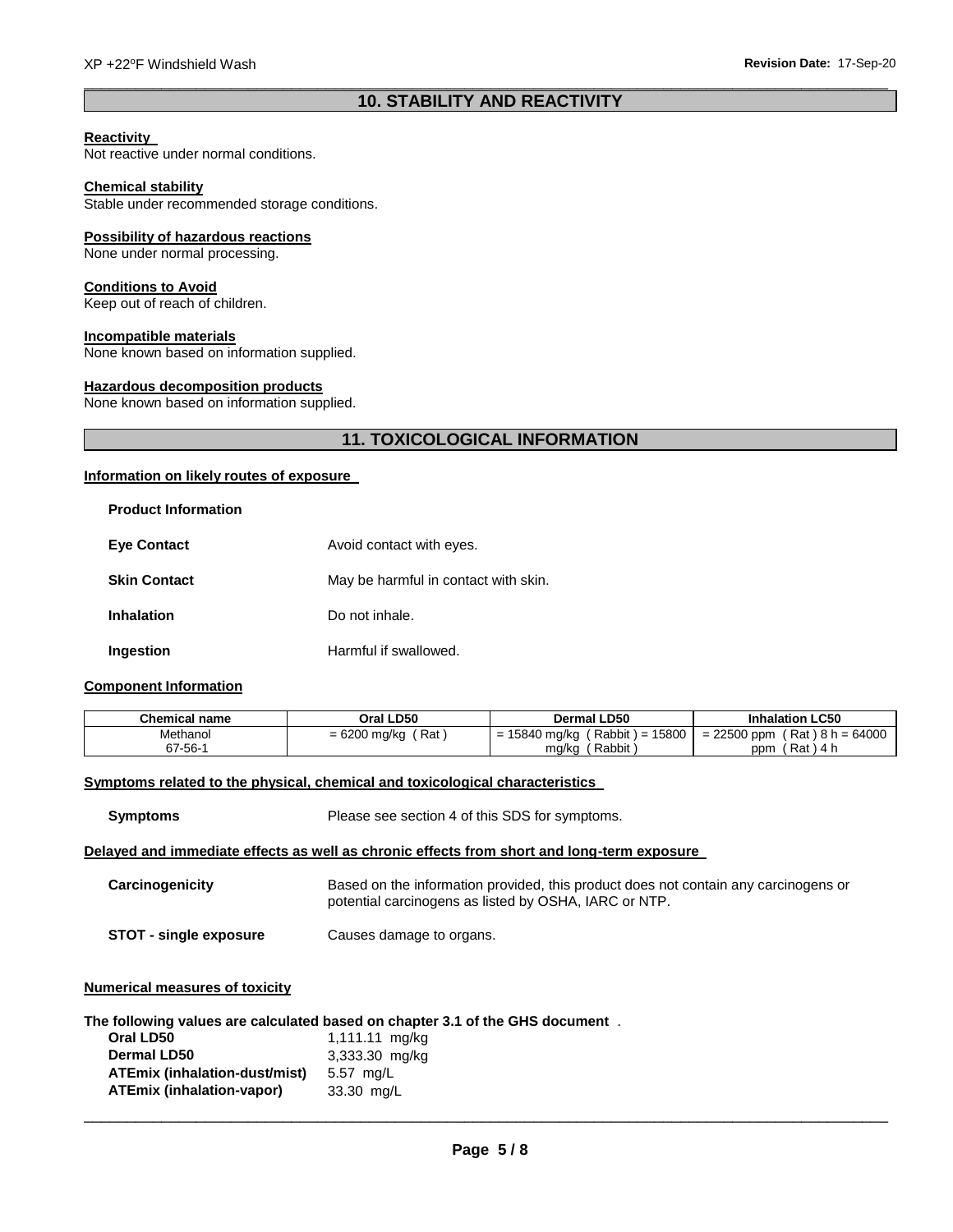## 10. STABILITY AND REACTIVITY

**Reactivity**
Not reactive under normal conditions.

**Chemical stability**
Stable under recommended storage conditions.

**Possibility of hazardous reactions**
None under normal processing.

**Conditions to Avoid**
Keep out of reach of children.

**Incompatible materials**
None known based on information supplied.

**Hazardous decomposition products**
None known based on information supplied.

## 11. TOXICOLOGICAL INFORMATION

**Information on likely routes of exposure**

**Product Information**

**Eye Contact** Avoid contact with eyes.

**Skin Contact** May be harmful in contact with skin.

**Inhalation** Do not inhale.

**Ingestion** Harmful if swallowed.

**Component Information**

| Chemical name | Oral LD50 | Dermal LD50 | Inhalation LC50 |
|---|---|---|---|
| Methanol 67-56-1 | = 6200 mg/kg ( Rat ) | = 15840 mg/kg ( Rabbit ) = 15800 mg/kg ( Rabbit ) | = 22500 ppm ( Rat ) 8 h = 64000 ppm ( Rat ) 4 h |

**Symptoms related to the physical, chemical and toxicological characteristics**

**Symptoms** Please see section 4 of this SDS for symptoms.

**Delayed and immediate effects as well as chronic effects from short and long-term exposure**

**Carcinogenicity** Based on the information provided, this product does not contain any carcinogens or potential carcinogens as listed by OSHA, IARC or NTP.

**STOT - single exposure** Causes damage to organs.

**Numerical measures of toxicity**

**The following values are calculated based on chapter 3.1 of the GHS document** .

**Oral LD50** 1,111.11 mg/kg
**Dermal LD50** 3,333.30 mg/kg
**ATEmix (inhalation-dust/mist)** 5.57 mg/L
**ATEmix (inhalation-vapor)** 33.30 mg/L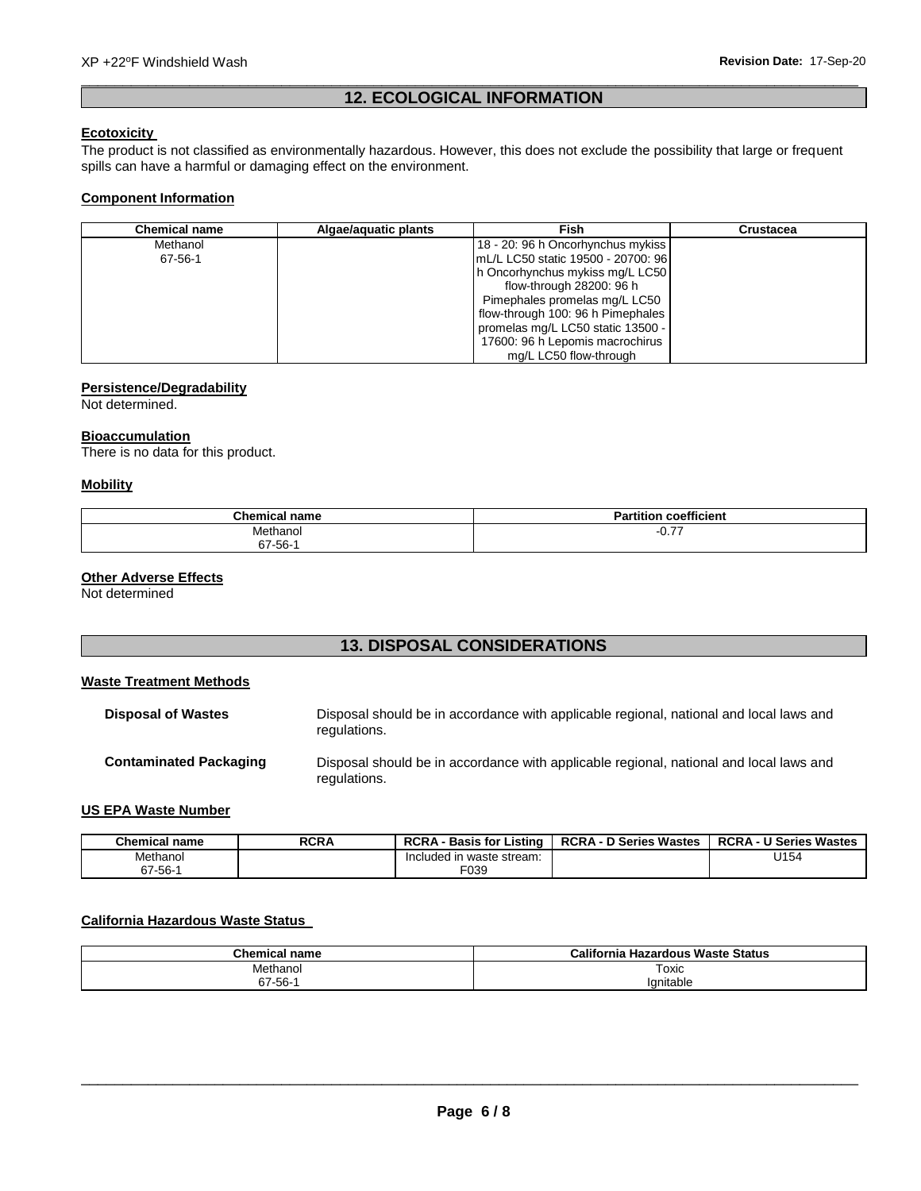## 12. ECOLOGICAL INFORMATION

### Ecotoxicity

The product is not classified as environmentally hazardous. However, this does not exclude the possibility that large or frequent spills can have a harmful or damaging effect on the environment.

### Component Information

| Chemical name | Algae/aquatic plants | Fish | Crustacea |
|---|---|---|---|
| Methanol<br>67-56-1 | | 18 - 20: 96 h Oncorhynchus mykiss mL/L LC50 static 19500 - 20700: 96 h Oncorhynchus mykiss mg/L LC50 flow-through 28200: 96 h Pimephales promelas mg/L LC50 flow-through 100: 96 h Pimephales promelas mg/L LC50 static 13500 - 17600: 96 h Lepomis macrochirus mg/L LC50 flow-through | |

### Persistence/Degradability

Not determined.

### Bioaccumulation

There is no data for this product.

### Mobility

| Chemical name | Partition coefficient |
|---|---|
| Methanol<br>67-56-1 | -0.77 |

### Other Adverse Effects

Not determined

## 13. DISPOSAL CONSIDERATIONS

### Waste Treatment Methods

**Disposal of Wastes** Disposal should be in accordance with applicable regional, national and local laws and regulations.

**Contaminated Packaging** Disposal should be in accordance with applicable regional, national and local laws and regulations.

### US EPA Waste Number

| Chemical name | RCRA | RCRA - Basis for Listing | RCRA - D Series Wastes | RCRA - U Series Wastes |
|---|---|---|---|---|
| Methanol<br>67-56-1 | | Included in waste stream: F039 | | U154 |

### California Hazardous Waste Status

| Chemical name | California Hazardous Waste Status |
|---|---|
| Methanol<br>67-56-1 | Toxic<br>Ignitable |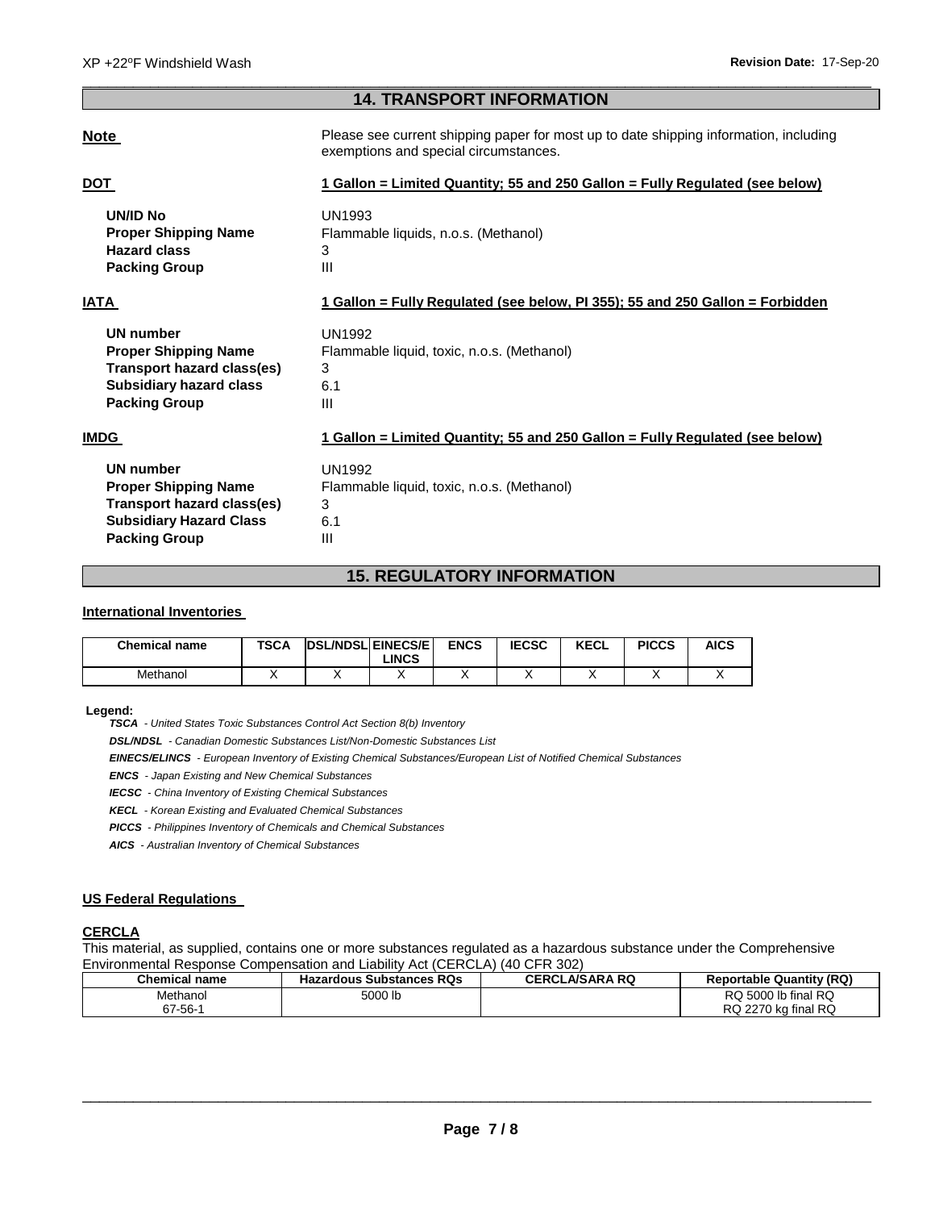## 14. TRANSPORT INFORMATION

**Note** Please see current shipping paper for most up to date shipping information, including exemptions and special circumstances.

**DOT** **1 Gallon = Limited Quantity; 55 and 250 Gallon = Fully Regulated (see below)**

| | |
|---|---|
| **UN/ID No** | UN1993 |
| **Proper Shipping Name** | Flammable liquids, n.o.s. (Methanol) |
| **Hazard class** | 3 |
| **Packing Group** | III |

**IATA** **1 Gallon = Fully Regulated (see below, PI 355); 55 and 250 Gallon = Forbidden**

| | |
|---|---|
| **UN number** | UN1992 |
| **Proper Shipping Name** | Flammable liquid, toxic, n.o.s. (Methanol) |
| **Transport hazard class(es)** | 3 |
| **Subsidiary hazard class** | 6.1 |
| **Packing Group** | III |

**IMDG** **1 Gallon = Limited Quantity; 55 and 250 Gallon = Fully Regulated (see below)**

| | |
|---|---|
| **UN number** | UN1992 |
| **Proper Shipping Name** | Flammable liquid, toxic, n.o.s. (Methanol) |
| **Transport hazard class(es)** | 3 |
| **Subsidiary Hazard Class** | 6.1 |
| **Packing Group** | III |

## 15. REGULATORY INFORMATION

**International Inventories**

| Chemical name | TSCA | DSL/NDSL | EINECS/ELINCS | ENCS | IECSC | KECL | PICCS | AICS |
|---|---|---|---|---|---|---|---|---|
| Methanol | X | X | X | X | X | X | X | X |

**Legend:**

***TSCA*** *- United States Toxic Substances Control Act Section 8(b) Inventory*

***DSL/NDSL*** *- Canadian Domestic Substances List/Non-Domestic Substances List*

***EINECS/ELINCS*** *- European Inventory of Existing Chemical Substances/European List of Notified Chemical Substances*

***ENCS*** *- Japan Existing and New Chemical Substances*

***IECSC*** *- China Inventory of Existing Chemical Substances*

***KECL*** *- Korean Existing and Evaluated Chemical Substances*

***PICCS*** *- Philippines Inventory of Chemicals and Chemical Substances*

***AICS*** *- Australian Inventory of Chemical Substances*

**US Federal Regulations**

**CERCLA**

This material, as supplied, contains one or more substances regulated as a hazardous substance under the Comprehensive Environmental Response Compensation and Liability Act (CERCLA) (40 CFR 302)

| Chemical name | Hazardous Substances RQs | CERCLA/SARA RQ | Reportable Quantity (RQ) |
|---|---|---|---|
| Methanol<br>67-56-1 | 5000 lb | | RQ 5000 lb final RQ<br>RQ 2270 kg final RQ |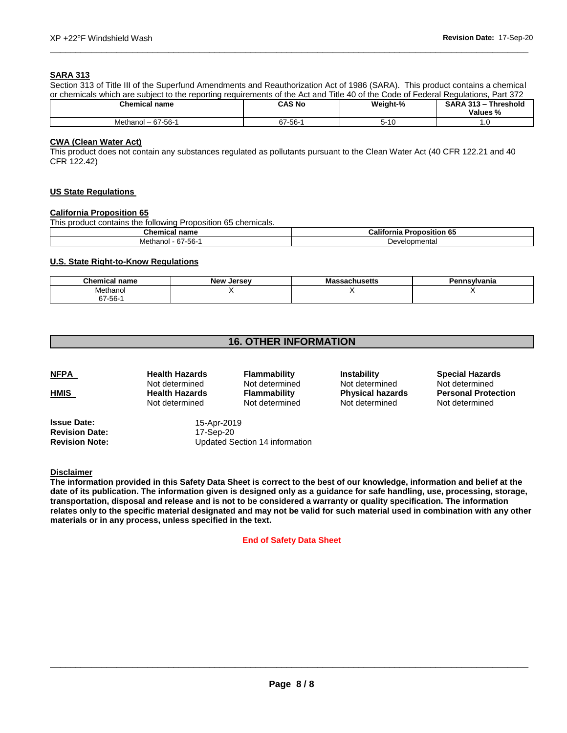### SARA 313

Section 313 of Title III of the Superfund Amendments and Reauthorization Act of 1986 (SARA). This product contains a chemical or chemicals which are subject to the reporting requirements of the Act and Title 40 of the Code of Federal Regulations, Part 372

| Chemical name | CAS No | Weight-% | SARA 313 – Threshold Values % |
|---|---|---|---|
| Methanol – 67-56-1 | 67-56-1 | 5-10 | 1.0 |

### CWA (Clean Water Act)

This product does not contain any substances regulated as pollutants pursuant to the Clean Water Act (40 CFR 122.21 and 40 CFR 122.42)

### US State Regulations

### California Proposition 65

This product contains the following Proposition 65 chemicals.

| Chemical name | California Proposition 65 |
|---|---|
| Methanol - 67-56-1 | Developmental |

### U.S. State Right-to-Know Regulations

| Chemical name | New Jersey | Massachusetts | Pennsylvania |
|---|---|---|---|
| Methanol 67-56-1 | X | X | X |

## 16. OTHER INFORMATION

| | | | | |
|---|---|---|---|---|
| **NFPA** | **Health Hazards** | **Flammability** | **Instability** | **Special Hazards** |
| | Not determined | Not determined | Not determined | Not determined |
| **HMIS** | **Health Hazards** | **Flammability** | **Physical hazards** | **Personal Protection** |
| | Not determined | Not determined | Not determined | Not determined |

**Issue Date:** 15-Apr-2019
**Revision Date:** 17-Sep-20
**Revision Note:** Updated Section 14 information

### Disclaimer

**The information provided in this Safety Data Sheet is correct to the best of our knowledge, information and belief at the date of its publication. The information given is designed only as a guidance for safe handling, use, processing, storage, transportation, disposal and release and is not to be considered a warranty or quality specification. The information relates only to the specific material designated and may not be valid for such material used in combination with any other materials or in any process, unless specified in the text.**

**End of Safety Data Sheet**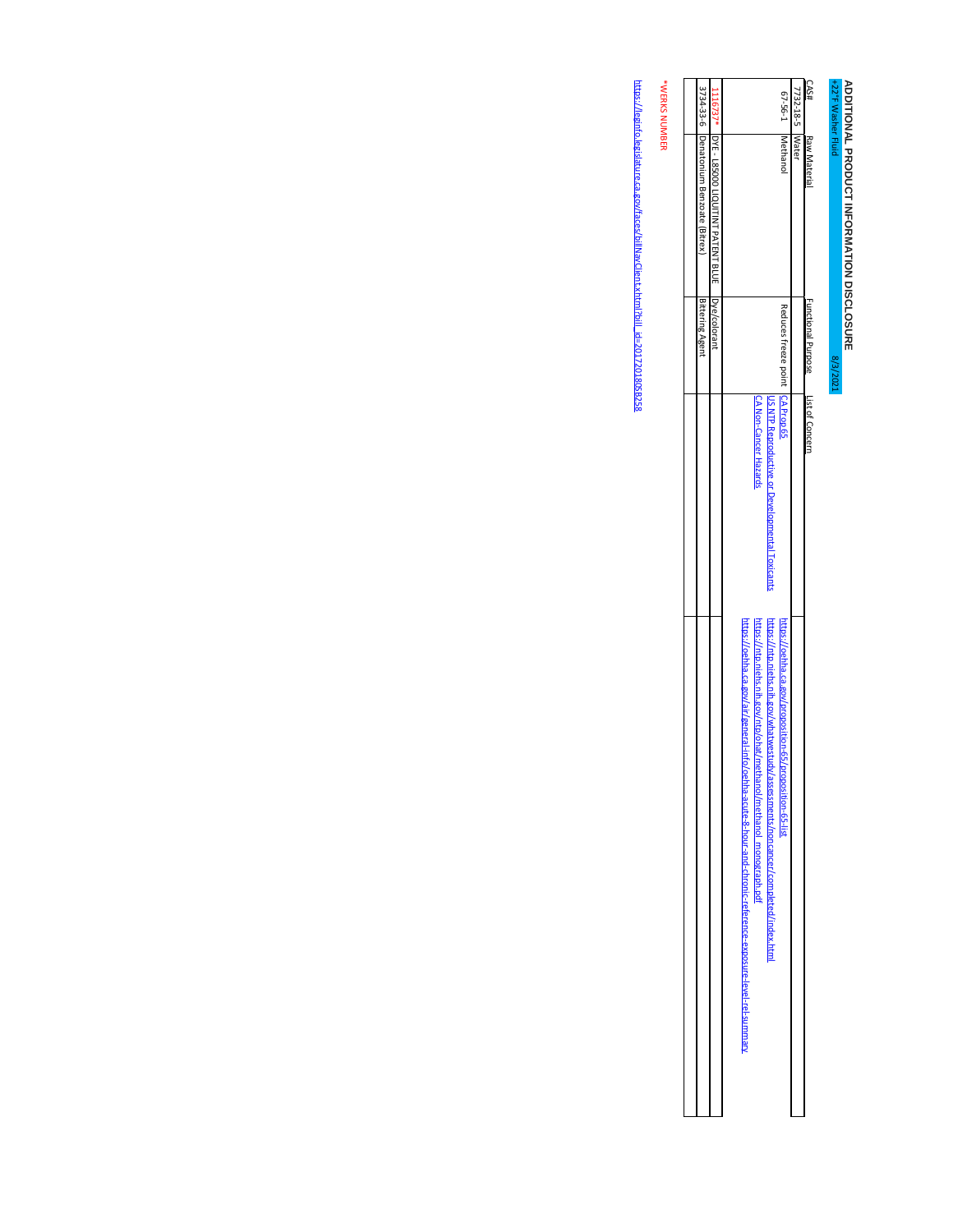# ADDITIONAL PRODUCT INFORMATION DISCLOSURE

-22°F Washer Fluid 8/3/2021

| CAS# | Raw Material | Functional Purpose | List of Concern | |
|---|---|---|---|---|
| 7732-18-5 | Water | | | |
| 67-56-1 | Methanol | Reduces freeze point | CA Prop 65<br>US NTP Reproductive or Developmental Toxicants<br>CA Non-Cancer Hazards | https://oehha.ca.gov/proposition-65/proposition-65-list<br>https://ntp.niehs.nih.gov/whatwestudy/assessments/noncancer/completed/index.html<br>https://ntp.niehs.nih.gov/ntp/ohat/methanol/methanol_monograph.pdf<br>https://oehha.ca.gov/air/general-info/oehha-acute-8-hour-and-chronic-reference-exposure-level-rel-summary |
| 1116737* | DYE - L85000 LIQUITINT PATENT BLUE | Dye/colorant | | |
| 3734-33-6 | Denatonium Benzoate (Bitrex) | Bittering Agent | | |

*WERCS NUMBER

https://leginfo.legislature.ca.gov/faces/billNavClient.xhtml?bill_id=201720180SB258